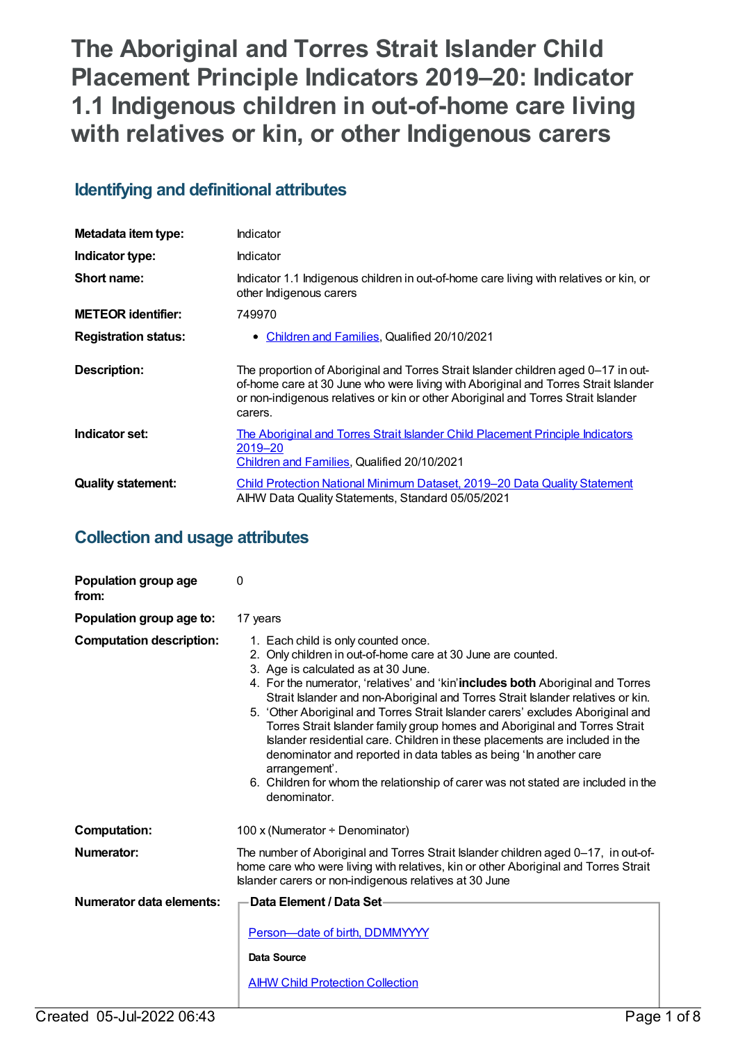# The Aboriginal and Torres Strait Islander Child Placement Principle Indicators 2019–20: Indicator 1.1 Indigenous children in out-of-home care living with relatives or kin, or other Indigenous carers

## Identifying and definitional attributes

| | |
|---|---|
| **Metadata item type:** | Indicator |
| **Indicator type:** | Indicator |
| **Short name:** | Indicator 1.1 Indigenous children in out-of-home care living with relatives or kin, or other Indigenous carers |
| **METEOR identifier:** | 749970 |
| **Registration status:** | • Children and Families, Qualified 20/10/2021 |
| **Description:** | The proportion of Aboriginal and Torres Strait Islander children aged 0–17 in out-of-home care at 30 June who were living with Aboriginal and Torres Strait Islander or non-indigenous relatives or kin or other Aboriginal and Torres Strait Islander carers. |
| **Indicator set:** | The Aboriginal and Torres Strait Islander Child Placement Principle Indicators 2019–20<br>Children and Families, Qualified 20/10/2021 |
| **Quality statement:** | Child Protection National Minimum Dataset, 2019–20 Data Quality Statement<br>AIHW Data Quality Statements, Standard 05/05/2021 |

## Collection and usage attributes

**Population group age from:** 0

**Population group age to:** 17 years

**Computation description:**

1. Each child is only counted once.
2. Only children in out-of-home care at 30 June are counted.
3. Age is calculated as at 30 June.
4. For the numerator, 'relatives' and 'kin' **includes both** Aboriginal and Torres Strait Islander and non-Aboriginal and Torres Strait Islander relatives or kin.
5. 'Other Aboriginal and Torres Strait Islander carers' excludes Aboriginal and Torres Strait Islander family group homes and Aboriginal and Torres Strait Islander residential care. Children in these placements are included in the denominator and reported in data tables as being 'In another care arrangement'.
6. Children for whom the relationship of carer was not stated are included in the denominator.

**Computation:** 100 x (Numerator ÷ Denominator)

**Numerator:** The number of Aboriginal and Torres Strait Islander children aged 0–17, in out-of-home care who were living with relatives, kin or other Aboriginal and Torres Strait Islander carers or non-indigenous relatives at 30 June

**Numerator data elements:**

**Data Element / Data Set**

Person—date of birth, DDMMYYYY

**Data Source**

AIHW Child Protection Collection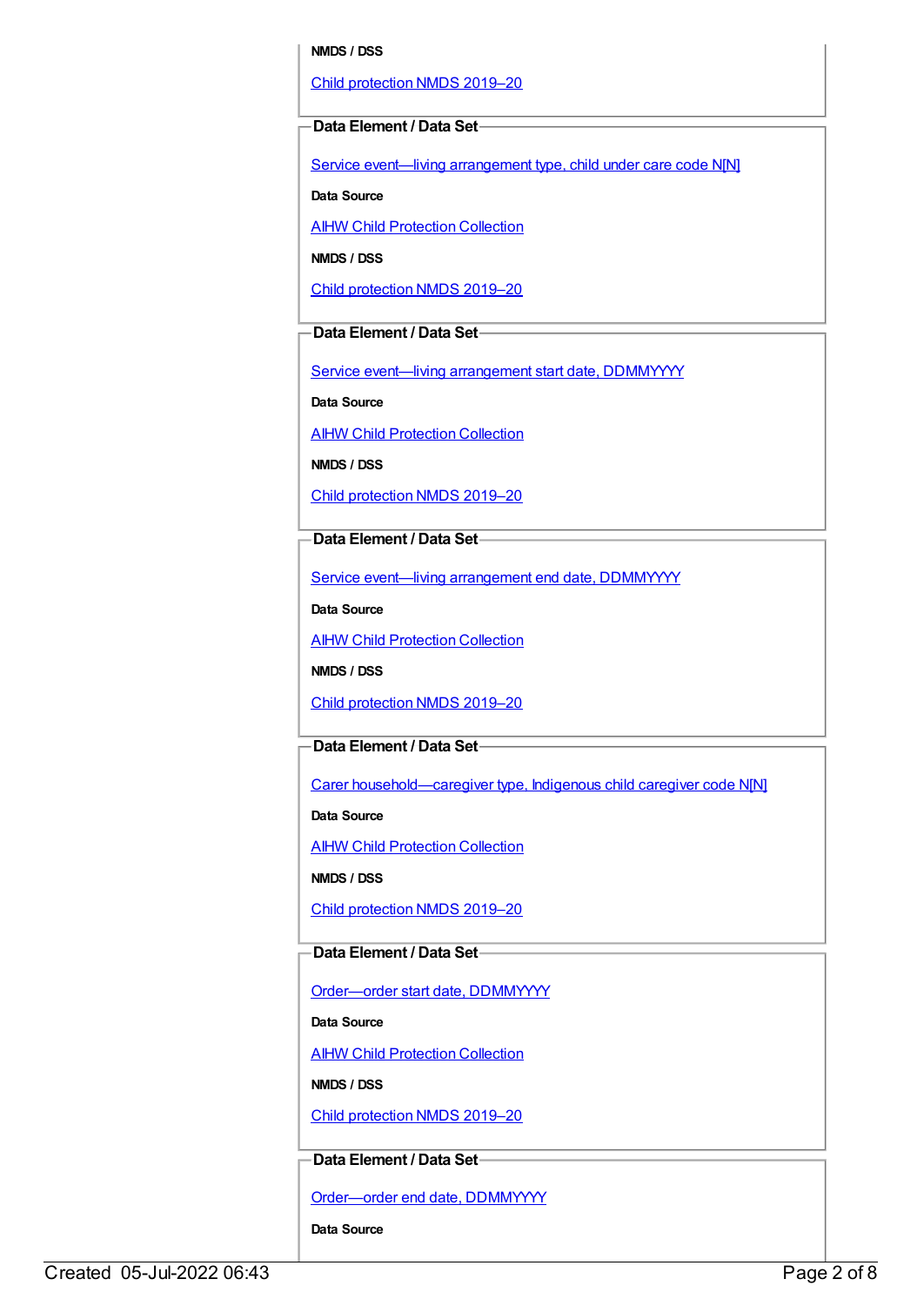**NMDS / DSS**

Child protection NMDS 2019–20

**Data Element / Data Set**

Service event—living arrangement type, child under care code N[N]

**Data Source**

AIHW Child Protection Collection

**NMDS / DSS**

Child protection NMDS 2019–20

**Data Element / Data Set**

Service event—living arrangement start date, DDMMYYYY

**Data Source**

AIHW Child Protection Collection

**NMDS / DSS**

Child protection NMDS 2019–20

**Data Element / Data Set**

Service event—living arrangement end date, DDMMYYYY

**Data Source**

AIHW Child Protection Collection

**NMDS / DSS**

Child protection NMDS 2019–20

**Data Element / Data Set**

Carer household—caregiver type, Indigenous child caregiver code N[N]

**Data Source**

AIHW Child Protection Collection

**NMDS / DSS**

Child protection NMDS 2019–20

**Data Element / Data Set**

Order—order start date, DDMMYYYY

**Data Source**

AIHW Child Protection Collection

**NMDS / DSS**

Child protection NMDS 2019–20

**Data Element / Data Set**

Order—order end date, DDMMYYYY

**Data Source**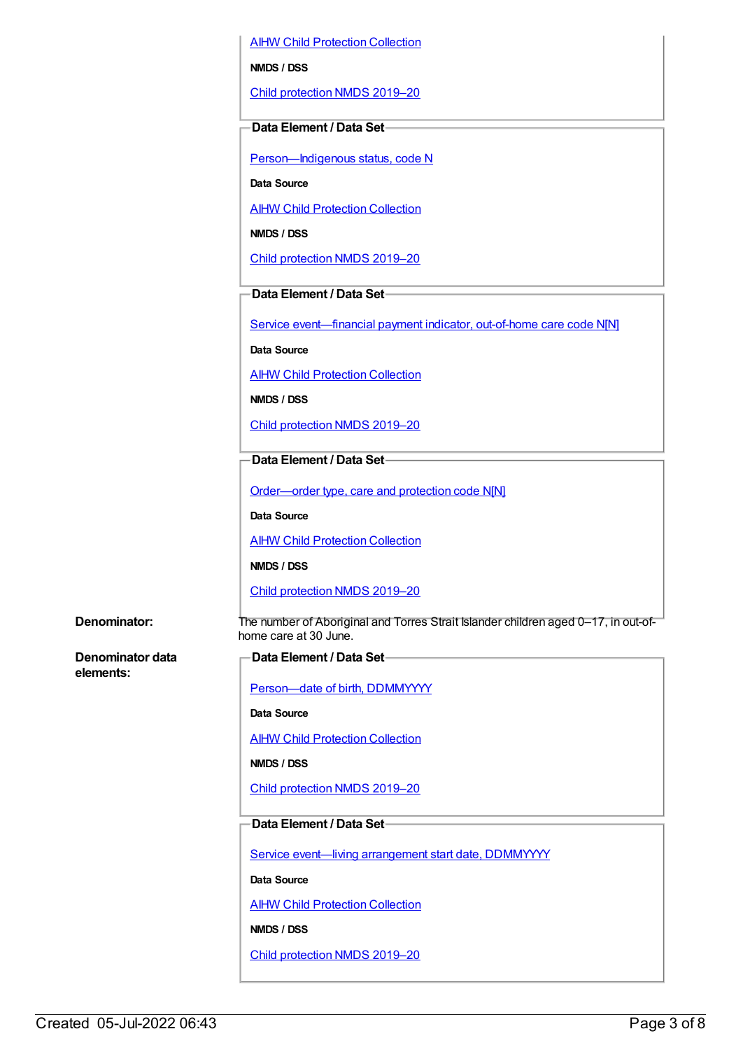AIHW Child Protection Collection

**NMDS / DSS**

Child protection NMDS 2019–20

**Data Element / Data Set**

Person—Indigenous status, code N

**Data Source**

AIHW Child Protection Collection

**NMDS / DSS**

Child protection NMDS 2019–20

**Data Element / Data Set**

Service event—financial payment indicator, out-of-home care code N[N]

**Data Source**

AIHW Child Protection Collection

**NMDS / DSS**

Child protection NMDS 2019–20

**Data Element / Data Set**

Order—order type, care and protection code N[N]

**Data Source**

AIHW Child Protection Collection

**NMDS / DSS**

Child protection NMDS 2019–20

**Denominator:** The number of Aboriginal and Torres Strait Islander children aged 0–17, in out-of-home care at 30 June.

**Denominator data elements:**

**Data Element / Data Set**

Person—date of birth, DDMMYYYY

**Data Source**

AIHW Child Protection Collection

**NMDS / DSS**

Child protection NMDS 2019–20

**Data Element / Data Set**

Service event—living arrangement start date, DDMMYYYY

**Data Source**

AIHW Child Protection Collection

**NMDS / DSS**

Child protection NMDS 2019–20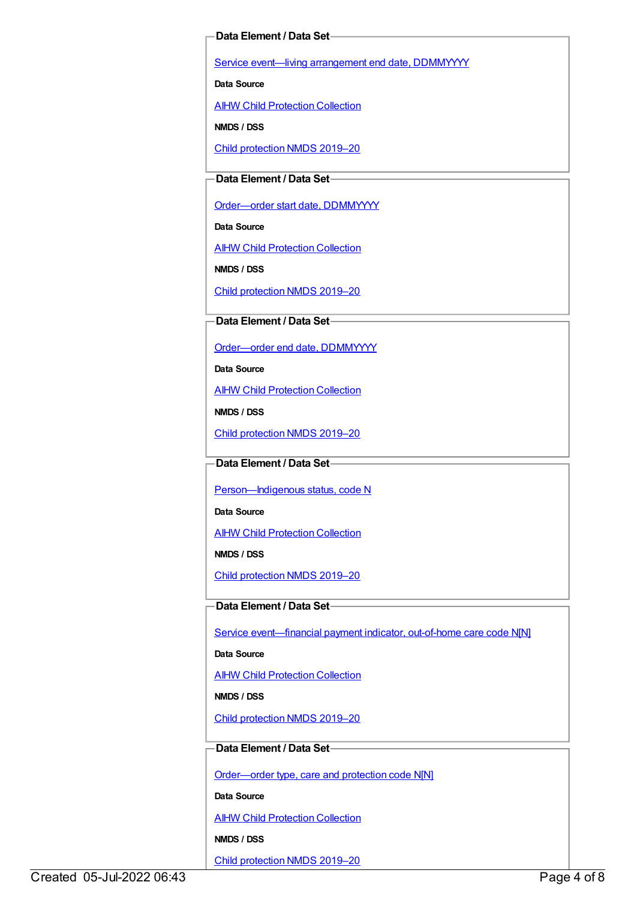**Data Element / Data Set**

Service event—living arrangement end date, DDMMYYYY

**Data Source**

AIHW Child Protection Collection

**NMDS / DSS**

Child protection NMDS 2019–20

**Data Element / Data Set**

Order—order start date, DDMMYYYY

**Data Source**

AIHW Child Protection Collection

**NMDS / DSS**

Child protection NMDS 2019–20

**Data Element / Data Set**

Order—order end date, DDMMYYYY

**Data Source**

AIHW Child Protection Collection

**NMDS / DSS**

Child protection NMDS 2019–20

**Data Element / Data Set**

Person—Indigenous status, code N

**Data Source**

AIHW Child Protection Collection

**NMDS / DSS**

Child protection NMDS 2019–20

**Data Element / Data Set**

Service event—financial payment indicator, out-of-home care code N[N]

**Data Source**

AIHW Child Protection Collection

**NMDS / DSS**

Child protection NMDS 2019–20

**Data Element / Data Set**

Order—order type, care and protection code N[N]

**Data Source**

AIHW Child Protection Collection

**NMDS / DSS**

Child protection NMDS 2019–20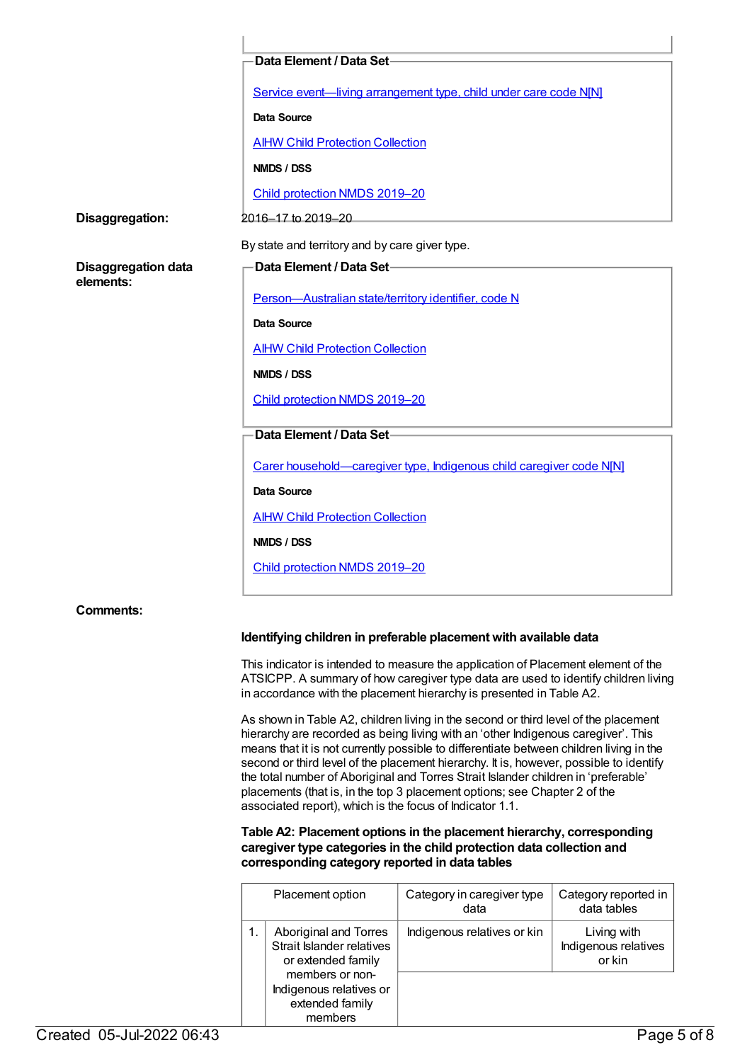**Data Element / Data Set**

Service event—living arrangement type, child under care code N[N]

**Data Source**

AIHW Child Protection Collection

**NMDS / DSS**

Child protection NMDS 2019–20

**Disaggregation:**

2016–17 to 2019–20

By state and territory and by care giver type.

**Disaggregation data elements:**

**Data Element / Data Set**

Person—Australian state/territory identifier, code N

**Data Source**

AIHW Child Protection Collection

**NMDS / DSS**

Child protection NMDS 2019–20

**Data Element / Data Set**

Carer household—caregiver type, Indigenous child caregiver code N[N]

**Data Source**

AIHW Child Protection Collection

**NMDS / DSS**

Child protection NMDS 2019–20

**Comments:**

**Identifying children in preferable placement with available data**

This indicator is intended to measure the application of Placement element of the ATSICPP. A summary of how caregiver type data are used to identify children living in accordance with the placement hierarchy is presented in Table A2.

As shown in Table A2, children living in the second or third level of the placement hierarchy are recorded as being living with an 'other Indigenous caregiver'. This means that it is not currently possible to differentiate between children living in the second or third level of the placement hierarchy. It is, however, possible to identify the total number of Aboriginal and Torres Strait Islander children in 'preferable' placements (that is, in the top 3 placement options; see Chapter 2 of the associated report), which is the focus of Indicator 1.1.

**Table A2: Placement options in the placement hierarchy, corresponding caregiver type categories in the child protection data collection and corresponding category reported in data tables**

| | Placement option | Category in caregiver type data | Category reported in data tables |
|---|---|---|---|
| 1. | Aboriginal and Torres Strait Islander relatives or extended family members or non-Indigenous relatives or extended family members | Indigenous relatives or kin | Living with Indigenous relatives or kin |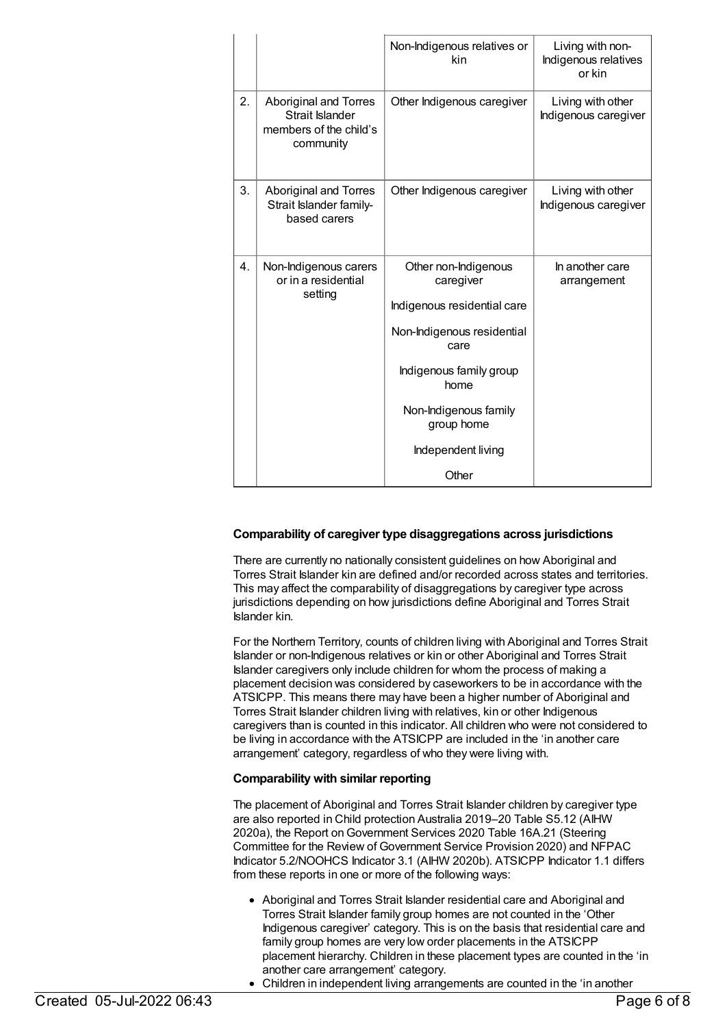| | | | |
|---|---|---|---|
| | | Non-Indigenous relatives or kin | Living with non-Indigenous relatives or kin |
| 2. | Aboriginal and Torres Strait Islander members of the child's community | Other Indigenous caregiver | Living with other Indigenous caregiver |
| 3. | Aboriginal and Torres Strait Islander family-based carers | Other Indigenous caregiver | Living with other Indigenous caregiver |
| 4. | Non-Indigenous carers or in a residential setting | Other non-Indigenous caregiver<br><br>Indigenous residential care<br><br>Non-Indigenous residential care<br><br>Indigenous family group home<br><br>Non-Indigenous family group home<br><br>Independent living<br><br>Other | In another care arrangement |

**Comparability of caregiver type disaggregations across jurisdictions**

There are currently no nationally consistent guidelines on how Aboriginal and Torres Strait Islander kin are defined and/or recorded across states and territories. This may affect the comparability of disaggregations by caregiver type across jurisdictions depending on how jurisdictions define Aboriginal and Torres Strait Islander kin.

For the Northern Territory, counts of children living with Aboriginal and Torres Strait Islander or non-Indigenous relatives or kin or other Aboriginal and Torres Strait Islander caregivers only include children for whom the process of making a placement decision was considered by caseworkers to be in accordance with the ATSICPP. This means there may have been a higher number of Aboriginal and Torres Strait Islander children living with relatives, kin or other Indigenous caregivers than is counted in this indicator. All children who were not considered to be living in accordance with the ATSICPP are included in the 'in another care arrangement' category, regardless of who they were living with.

**Comparability with similar reporting**

The placement of Aboriginal and Torres Strait Islander children by caregiver type are also reported in Child protection Australia 2019–20 Table S5.12 (AIHW 2020a), the Report on Government Services 2020 Table 16A.21 (Steering Committee for the Review of Government Service Provision 2020) and NFPAC Indicator 5.2/NOOHCS Indicator 3.1 (AIHW 2020b). ATSICPP Indicator 1.1 differs from these reports in one or more of the following ways:

- Aboriginal and Torres Strait Islander residential care and Aboriginal and Torres Strait Islander family group homes are not counted in the 'Other Indigenous caregiver' category. This is on the basis that residential care and family group homes are very low order placements in the ATSICPP placement hierarchy. Children in these placement types are counted in the 'in another care arrangement' category.
- Children in independent living arrangements are counted in the 'in another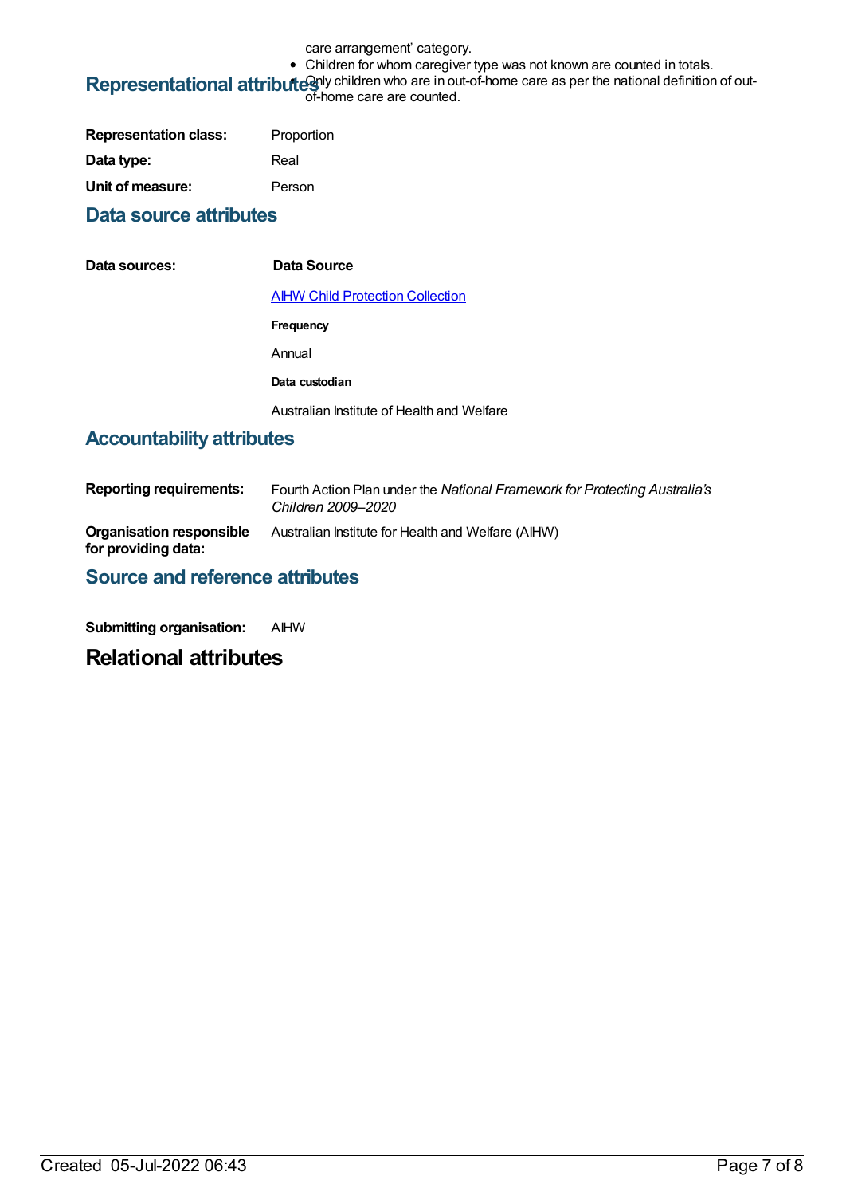care arrangement' category.

- Children for whom caregiver type was not known are counted in totals.
- Only children who are in out-of-home care as per the national definition of out-of-home care are counted.

## Representational attributes

**Representation class:** Proportion

**Data type:** Real

**Unit of measure:** Person

## Data source attributes

**Data sources:**

**Data Source**

AIHW Child Protection Collection

**Frequency**

Annual

**Data custodian**

Australian Institute of Health and Welfare

## Accountability attributes

**Reporting requirements:** Fourth Action Plan under the *National Framework for Protecting Australia's Children 2009–2020*

**Organisation responsible for providing data:** Australian Institute for Health and Welfare (AIHW)

## Source and reference attributes

**Submitting organisation:** AIHW

# Relational attributes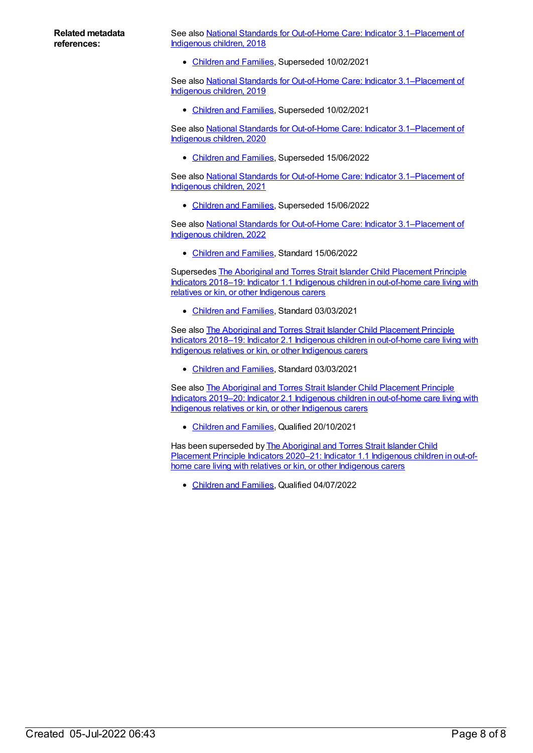**Related metadata references:**

See also National Standards for Out-of-Home Care: Indicator 3.1–Placement of Indigenous children, 2018

- Children and Families, Superseded 10/02/2021

See also National Standards for Out-of-Home Care: Indicator 3.1–Placement of Indigenous children, 2019

- Children and Families, Superseded 10/02/2021

See also National Standards for Out-of-Home Care: Indicator 3.1–Placement of Indigenous children, 2020

- Children and Families, Superseded 15/06/2022

See also National Standards for Out-of-Home Care: Indicator 3.1–Placement of Indigenous children, 2021

- Children and Families, Superseded 15/06/2022

See also National Standards for Out-of-Home Care: Indicator 3.1–Placement of Indigenous children, 2022

- Children and Families, Standard 15/06/2022

Supersedes The Aboriginal and Torres Strait Islander Child Placement Principle Indicators 2018–19: Indicator 1.1 Indigenous children in out-of-home care living with relatives or kin, or other Indigenous carers

- Children and Families, Standard 03/03/2021

See also The Aboriginal and Torres Strait Islander Child Placement Principle Indicators 2018–19: Indicator 2.1 Indigenous children in out-of-home care living with Indigenous relatives or kin, or other Indigenous carers

- Children and Families, Standard 03/03/2021

See also The Aboriginal and Torres Strait Islander Child Placement Principle Indicators 2019–20: Indicator 2.1 Indigenous children in out-of-home care living with Indigenous relatives or kin, or other Indigenous carers

- Children and Families, Qualified 20/10/2021

Has been superseded by The Aboriginal and Torres Strait Islander Child Placement Principle Indicators 2020–21: Indicator 1.1 Indigenous children in out-of-home care living with relatives or kin, or other Indigenous carers

- Children and Families, Qualified 04/07/2022